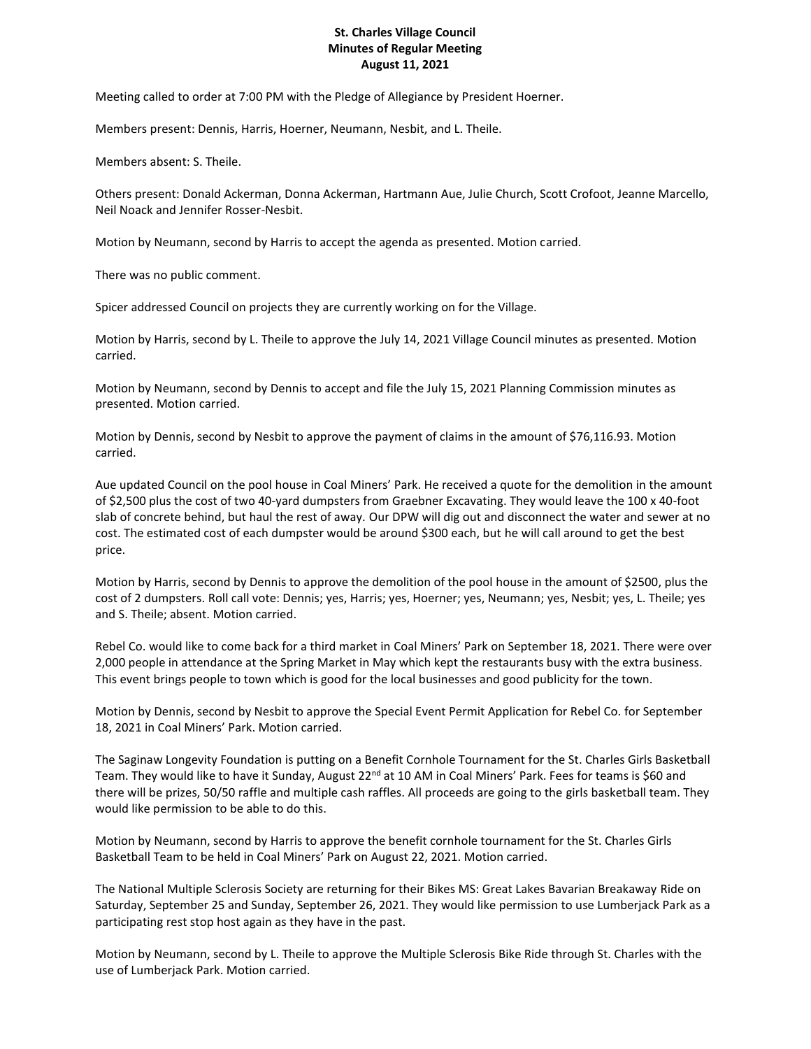**St. Charles Village Council**
**Minutes of Regular Meeting**
**August 11, 2021**

Meeting called to order at 7:00 PM with the Pledge of Allegiance by President Hoerner.

Members present: Dennis, Harris, Hoerner, Neumann, Nesbit, and L. Theile.

Members absent: S. Theile.

Others present: Donald Ackerman, Donna Ackerman, Hartmann Aue, Julie Church, Scott Crofoot, Jeanne Marcello, Neil Noack and Jennifer Rosser-Nesbit.

Motion by Neumann, second by Harris to accept the agenda as presented. Motion carried.

There was no public comment.

Spicer addressed Council on projects they are currently working on for the Village.

Motion by Harris, second by L. Theile to approve the July 14, 2021 Village Council minutes as presented. Motion carried.

Motion by Neumann, second by Dennis to accept and file the July 15, 2021 Planning Commission minutes as presented. Motion carried.

Motion by Dennis, second by Nesbit to approve the payment of claims in the amount of $76,116.93. Motion carried.

Aue updated Council on the pool house in Coal Miners' Park. He received a quote for the demolition in the amount of $2,500 plus the cost of two 40-yard dumpsters from Graebner Excavating. They would leave the 100 x 40-foot slab of concrete behind, but haul the rest of away. Our DPW will dig out and disconnect the water and sewer at no cost. The estimated cost of each dumpster would be around $300 each, but he will call around to get the best price.

Motion by Harris, second by Dennis to approve the demolition of the pool house in the amount of $2500, plus the cost of 2 dumpsters. Roll call vote: Dennis; yes, Harris; yes, Hoerner; yes, Neumann; yes, Nesbit; yes, L. Theile; yes and S. Theile; absent. Motion carried.

Rebel Co. would like to come back for a third market in Coal Miners' Park on September 18, 2021. There were over 2,000 people in attendance at the Spring Market in May which kept the restaurants busy with the extra business. This event brings people to town which is good for the local businesses and good publicity for the town.

Motion by Dennis, second by Nesbit to approve the Special Event Permit Application for Rebel Co. for September 18, 2021 in Coal Miners' Park. Motion carried.

The Saginaw Longevity Foundation is putting on a Benefit Cornhole Tournament for the St. Charles Girls Basketball Team. They would like to have it Sunday, August 22nd at 10 AM in Coal Miners' Park. Fees for teams is $60 and there will be prizes, 50/50 raffle and multiple cash raffles. All proceeds are going to the girls basketball team. They would like permission to be able to do this.

Motion by Neumann, second by Harris to approve the benefit cornhole tournament for the St. Charles Girls Basketball Team to be held in Coal Miners' Park on August 22, 2021. Motion carried.

The National Multiple Sclerosis Society are returning for their Bikes MS: Great Lakes Bavarian Breakaway Ride on Saturday, September 25 and Sunday, September 26, 2021. They would like permission to use Lumberjack Park as a participating rest stop host again as they have in the past.

Motion by Neumann, second by L. Theile to approve the Multiple Sclerosis Bike Ride through St. Charles with the use of Lumberjack Park. Motion carried.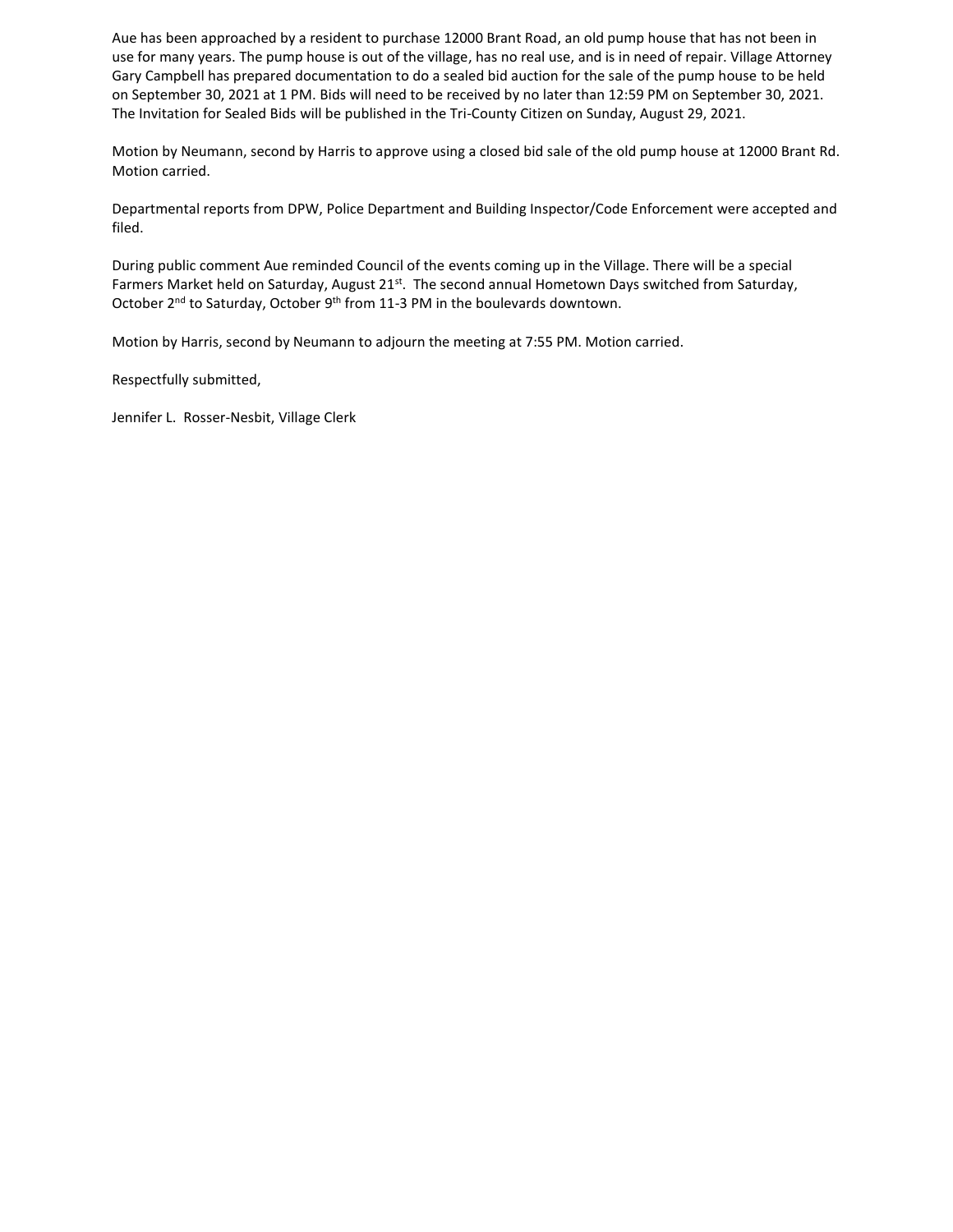Aue has been approached by a resident to purchase 12000 Brant Road, an old pump house that has not been in use for many years. The pump house is out of the village, has no real use, and is in need of repair. Village Attorney Gary Campbell has prepared documentation to do a sealed bid auction for the sale of the pump house to be held on September 30, 2021 at 1 PM. Bids will need to be received by no later than 12:59 PM on September 30, 2021. The Invitation for Sealed Bids will be published in the Tri-County Citizen on Sunday, August 29, 2021.

Motion by Neumann, second by Harris to approve using a closed bid sale of the old pump house at 12000 Brant Rd. Motion carried.

Departmental reports from DPW, Police Department and Building Inspector/Code Enforcement were accepted and filed.

During public comment Aue reminded Council of the events coming up in the Village. There will be a special Farmers Market held on Saturday, August 21st. The second annual Hometown Days switched from Saturday, October 2nd to Saturday, October 9th from 11-3 PM in the boulevards downtown.

Motion by Harris, second by Neumann to adjourn the meeting at 7:55 PM. Motion carried.

Respectfully submitted,

Jennifer L. Rosser-Nesbit, Village Clerk